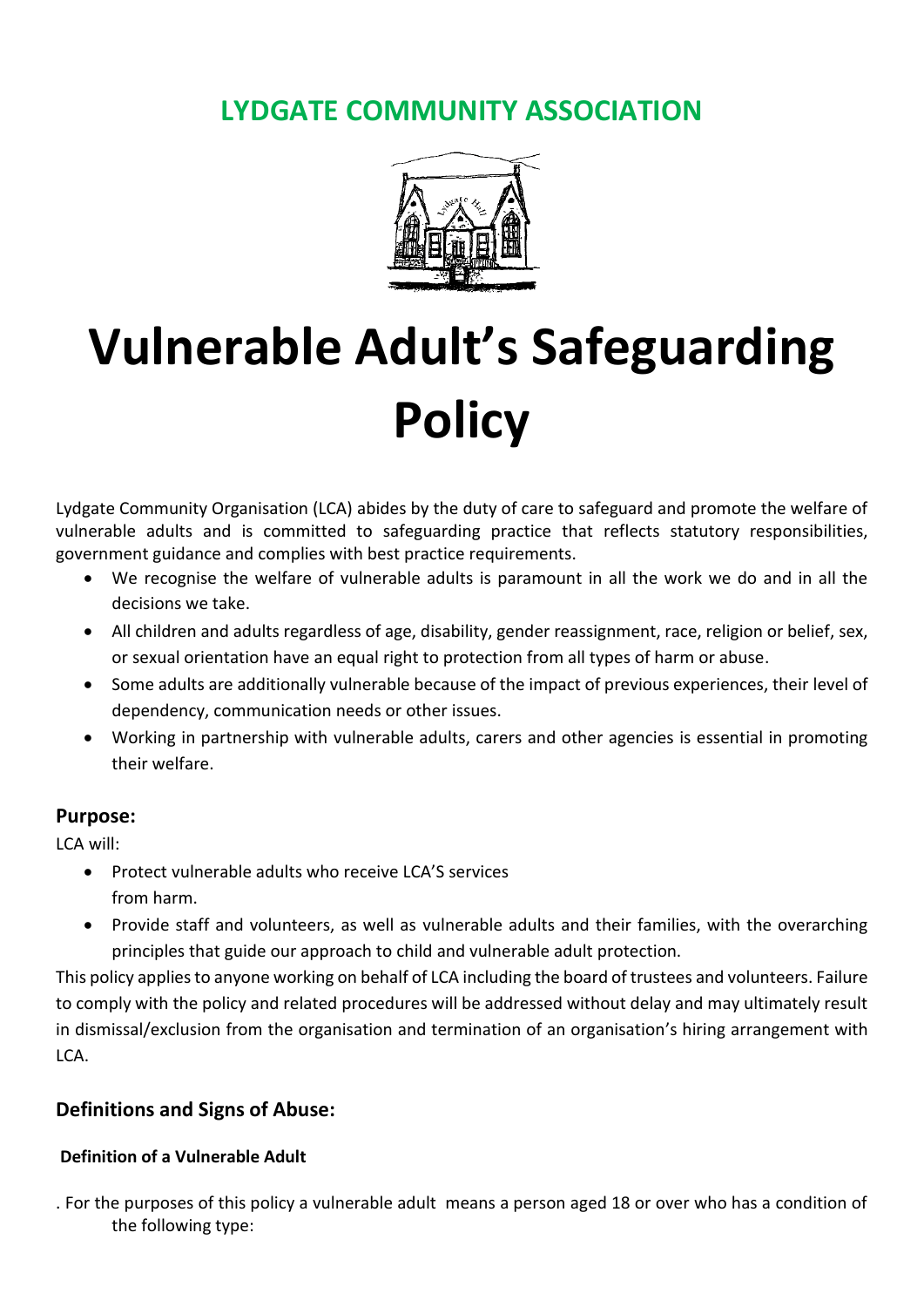# LYDGATE COMMUNITY ASSOCIATION

# Vulnerable Adult's Safeguarding Policy

Lydgate Community Organisation (LCA) abides by the duty of care to safeguard and promote the welfare of vulnerable adults and is committed to safeguarding practice that reflects statutory responsibilities, government guidance and complies with best practice requirements.

- We recognise the welfare of vulnerable adults is paramount in all the work we do and in all the decisions we take.
- All children and adults regardless of age, disability, gender reassignment, race, religion or belief, sex, or sexual orientation have an equal right to protection from all types of harm or abuse.
- Some adults are additionally vulnerable because of the impact of previous experiences, their level of dependency, communication needs or other issues.
- Working in partnership with vulnerable adults, carers and other agencies is essential in promoting their welfare.

## Purpose:

LCA will:

- Protect vulnerable adults who receive LCA'S services from harm.
- Provide staff and volunteers, as well as vulnerable adults and their families, with the overarching principles that guide our approach to child and vulnerable adult protection.

This policy applies to anyone working on behalf of LCA including the board of trustees and volunteers. Failure to comply with the policy and related procedures will be addressed without delay and may ultimately result in dismissal/exclusion from the organisation and termination of an organisation's hiring arrangement with LCA.

## Definitions and Signs of Abuse:

### Definition of a Vulnerable Adult

. For the purposes of this policy a vulnerable adult means a person aged 18 or over who has a condition of the following type: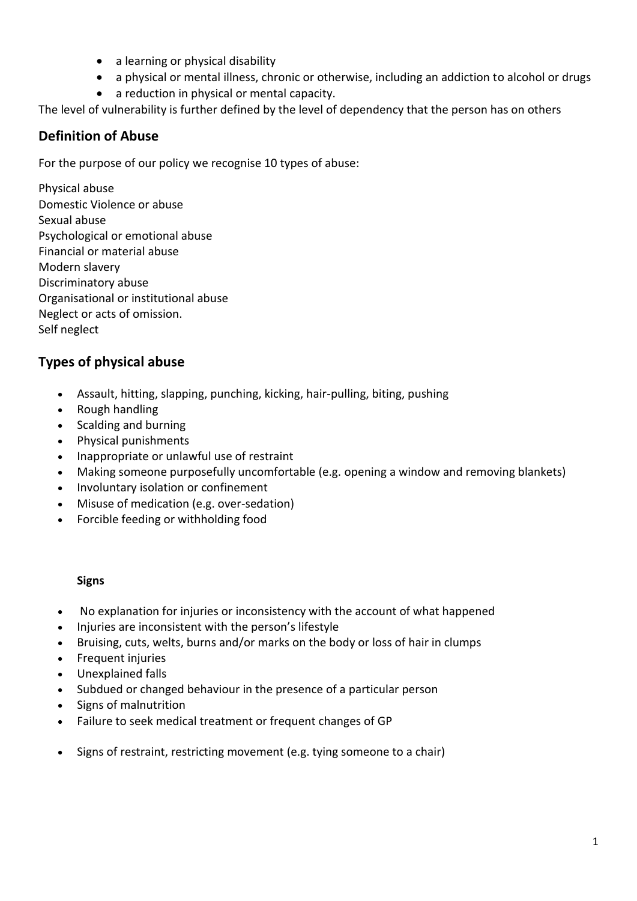- a learning or physical disability
- a physical or mental illness, chronic or otherwise, including an addiction to alcohol or drugs
- a reduction in physical or mental capacity.

The level of vulnerability is further defined by the level of dependency that the person has on others

## Definition of Abuse

For the purpose of our policy we recognise 10 types of abuse:

Physical abuse
Domestic Violence or abuse
Sexual abuse
Psychological or emotional abuse
Financial or material abuse
Modern slavery
Discriminatory abuse
Organisational or institutional abuse
Neglect or acts of omission.
Self neglect

## Types of physical abuse

- Assault, hitting, slapping, punching, kicking, hair-pulling, biting, pushing
- Rough handling
- Scalding and burning
- Physical punishments
- Inappropriate or unlawful use of restraint
- Making someone purposefully uncomfortable (e.g. opening a window and removing blankets)
- Involuntary isolation or confinement
- Misuse of medication (e.g. over-sedation)
- Forcible feeding or withholding food

**Signs**

- No explanation for injuries or inconsistency with the account of what happened
- Injuries are inconsistent with the person's lifestyle
- Bruising, cuts, welts, burns and/or marks on the body or loss of hair in clumps
- Frequent injuries
- Unexplained falls
- Subdued or changed behaviour in the presence of a particular person
- Signs of malnutrition
- Failure to seek medical treatment or frequent changes of GP
- Signs of restraint, restricting movement (e.g. tying someone to a chair)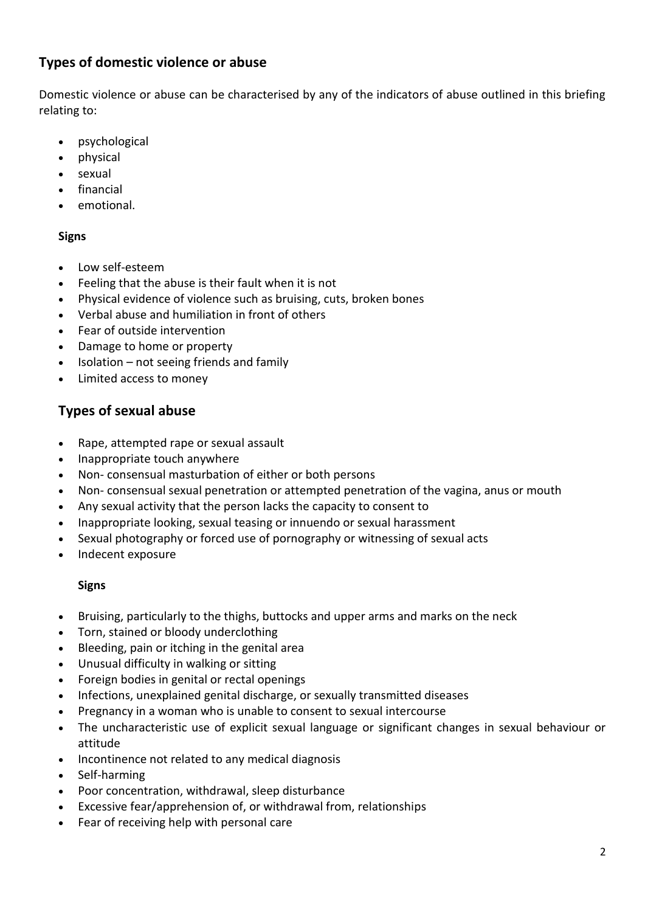## Types of domestic violence or abuse

Domestic violence or abuse can be characterised by any of the indicators of abuse outlined in this briefing relating to:

- psychological
- physical
- sexual
- financial
- emotional.

### Signs

- Low self-esteem
- Feeling that the abuse is their fault when it is not
- Physical evidence of violence such as bruising, cuts, broken bones
- Verbal abuse and humiliation in front of others
- Fear of outside intervention
- Damage to home or property
- Isolation – not seeing friends and family
- Limited access to money

## Types of sexual abuse

- Rape, attempted rape or sexual assault
- Inappropriate touch anywhere
- Non- consensual masturbation of either or both persons
- Non- consensual sexual penetration or attempted penetration of the vagina, anus or mouth
- Any sexual activity that the person lacks the capacity to consent to
- Inappropriate looking, sexual teasing or innuendo or sexual harassment
- Sexual photography or forced use of pornography or witnessing of sexual acts
- Indecent exposure

### Signs

- Bruising, particularly to the thighs, buttocks and upper arms and marks on the neck
- Torn, stained or bloody underclothing
- Bleeding, pain or itching in the genital area
- Unusual difficulty in walking or sitting
- Foreign bodies in genital or rectal openings
- Infections, unexplained genital discharge, or sexually transmitted diseases
- Pregnancy in a woman who is unable to consent to sexual intercourse
- The uncharacteristic use of explicit sexual language or significant changes in sexual behaviour or attitude
- Incontinence not related to any medical diagnosis
- Self-harming
- Poor concentration, withdrawal, sleep disturbance
- Excessive fear/apprehension of, or withdrawal from, relationships
- Fear of receiving help with personal care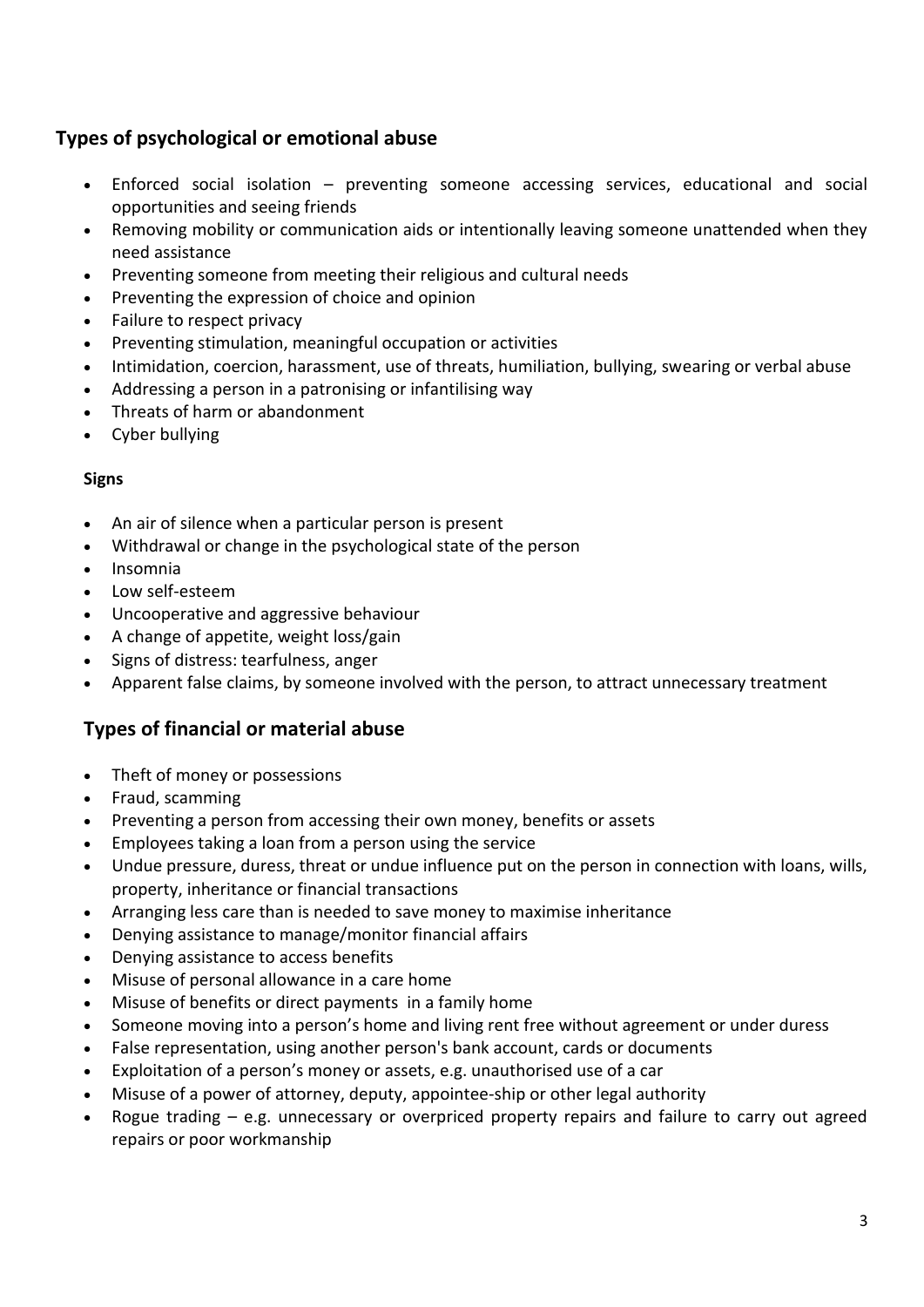## Types of psychological or emotional abuse

- Enforced social isolation – preventing someone accessing services, educational and social opportunities and seeing friends
- Removing mobility or communication aids or intentionally leaving someone unattended when they need assistance
- Preventing someone from meeting their religious and cultural needs
- Preventing the expression of choice and opinion
- Failure to respect privacy
- Preventing stimulation, meaningful occupation or activities
- Intimidation, coercion, harassment, use of threats, humiliation, bullying, swearing or verbal abuse
- Addressing a person in a patronising or infantilising way
- Threats of harm or abandonment
- Cyber bullying

**Signs**

- An air of silence when a particular person is present
- Withdrawal or change in the psychological state of the person
- Insomnia
- Low self-esteem
- Uncooperative and aggressive behaviour
- A change of appetite, weight loss/gain
- Signs of distress: tearfulness, anger
- Apparent false claims, by someone involved with the person, to attract unnecessary treatment

## Types of financial or material abuse

- Theft of money or possessions
- Fraud, scamming
- Preventing a person from accessing their own money, benefits or assets
- Employees taking a loan from a person using the service
- Undue pressure, duress, threat or undue influence put on the person in connection with loans, wills, property, inheritance or financial transactions
- Arranging less care than is needed to save money to maximise inheritance
- Denying assistance to manage/monitor financial affairs
- Denying assistance to access benefits
- Misuse of personal allowance in a care home
- Misuse of benefits or direct payments in a family home
- Someone moving into a person's home and living rent free without agreement or under duress
- False representation, using another person's bank account, cards or documents
- Exploitation of a person's money or assets, e.g. unauthorised use of a car
- Misuse of a power of attorney, deputy, appointee-ship or other legal authority
- Rogue trading – e.g. unnecessary or overpriced property repairs and failure to carry out agreed repairs or poor workmanship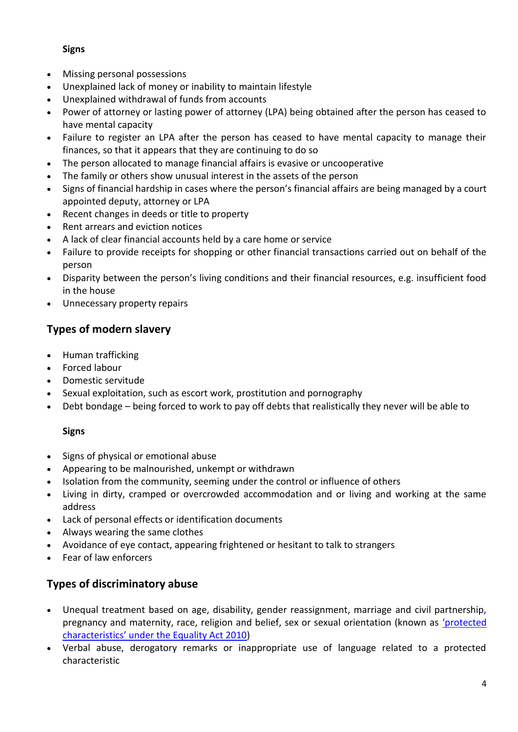**Signs**

- Missing personal possessions
- Unexplained lack of money or inability to maintain lifestyle
- Unexplained withdrawal of funds from accounts
- Power of attorney or lasting power of attorney (LPA) being obtained after the person has ceased to have mental capacity
- Failure to register an LPA after the person has ceased to have mental capacity to manage their finances, so that it appears that they are continuing to do so
- The person allocated to manage financial affairs is evasive or uncooperative
- The family or others show unusual interest in the assets of the person
- Signs of financial hardship in cases where the person's financial affairs are being managed by a court appointed deputy, attorney or LPA
- Recent changes in deeds or title to property
- Rent arrears and eviction notices
- A lack of clear financial accounts held by a care home or service
- Failure to provide receipts for shopping or other financial transactions carried out on behalf of the person
- Disparity between the person's living conditions and their financial resources, e.g. insufficient food in the house
- Unnecessary property repairs

## Types of modern slavery

- Human trafficking
- Forced labour
- Domestic servitude
- Sexual exploitation, such as escort work, prostitution and pornography
- Debt bondage – being forced to work to pay off debts that realistically they never will be able to

**Signs**

- Signs of physical or emotional abuse
- Appearing to be malnourished, unkempt or withdrawn
- Isolation from the community, seeming under the control or influence of others
- Living in dirty, cramped or overcrowded accommodation and or living and working at the same address
- Lack of personal effects or identification documents
- Always wearing the same clothes
- Avoidance of eye contact, appearing frightened or hesitant to talk to strangers
- Fear of law enforcers

## Types of discriminatory abuse

- Unequal treatment based on age, disability, gender reassignment, marriage and civil partnership, pregnancy and maternity, race, religion and belief, sex or sexual orientation (known as 'protected characteristics' under the Equality Act 2010)
- Verbal abuse, derogatory remarks or inappropriate use of language related to a protected characteristic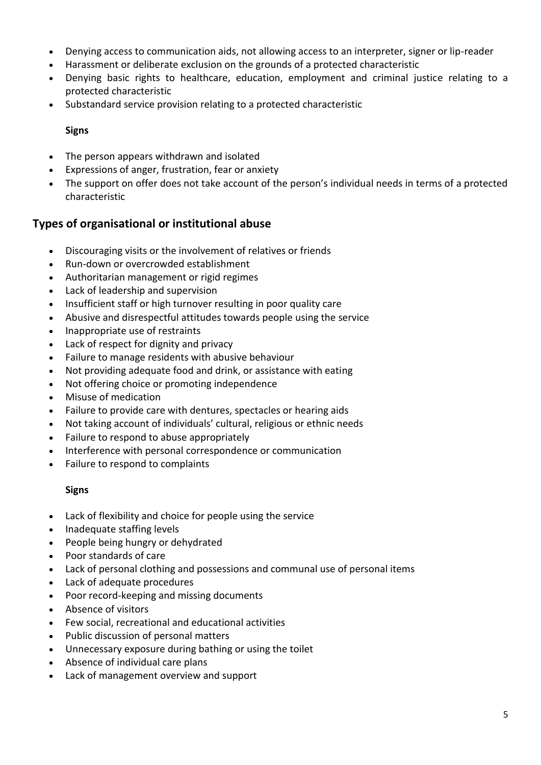- Denying access to communication aids, not allowing access to an interpreter, signer or lip-reader
- Harassment or deliberate exclusion on the grounds of a protected characteristic
- Denying basic rights to healthcare, education, employment and criminal justice relating to a protected characteristic
- Substandard service provision relating to a protected characteristic

**Signs**

- The person appears withdrawn and isolated
- Expressions of anger, frustration, fear or anxiety
- The support on offer does not take account of the person's individual needs in terms of a protected characteristic

## Types of organisational or institutional abuse

- Discouraging visits or the involvement of relatives or friends
- Run-down or overcrowded establishment
- Authoritarian management or rigid regimes
- Lack of leadership and supervision
- Insufficient staff or high turnover resulting in poor quality care
- Abusive and disrespectful attitudes towards people using the service
- Inappropriate use of restraints
- Lack of respect for dignity and privacy
- Failure to manage residents with abusive behaviour
- Not providing adequate food and drink, or assistance with eating
- Not offering choice or promoting independence
- Misuse of medication
- Failure to provide care with dentures, spectacles or hearing aids
- Not taking account of individuals' cultural, religious or ethnic needs
- Failure to respond to abuse appropriately
- Interference with personal correspondence or communication
- Failure to respond to complaints

**Signs**

- Lack of flexibility and choice for people using the service
- Inadequate staffing levels
- People being hungry or dehydrated
- Poor standards of care
- Lack of personal clothing and possessions and communal use of personal items
- Lack of adequate procedures
- Poor record-keeping and missing documents
- Absence of visitors
- Few social, recreational and educational activities
- Public discussion of personal matters
- Unnecessary exposure during bathing or using the toilet
- Absence of individual care plans
- Lack of management overview and support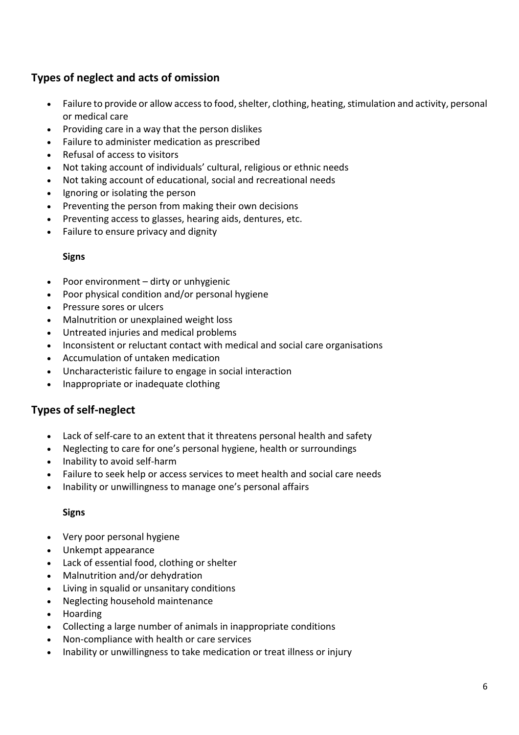## Types of neglect and acts of omission

- Failure to provide or allow access to food, shelter, clothing, heating, stimulation and activity, personal or medical care
- Providing care in a way that the person dislikes
- Failure to administer medication as prescribed
- Refusal of access to visitors
- Not taking account of individuals' cultural, religious or ethnic needs
- Not taking account of educational, social and recreational needs
- Ignoring or isolating the person
- Preventing the person from making their own decisions
- Preventing access to glasses, hearing aids, dentures, etc.
- Failure to ensure privacy and dignity

**Signs**

- Poor environment – dirty or unhygienic
- Poor physical condition and/or personal hygiene
- Pressure sores or ulcers
- Malnutrition or unexplained weight loss
- Untreated injuries and medical problems
- Inconsistent or reluctant contact with medical and social care organisations
- Accumulation of untaken medication
- Uncharacteristic failure to engage in social interaction
- Inappropriate or inadequate clothing

## Types of self-neglect

- Lack of self-care to an extent that it threatens personal health and safety
- Neglecting to care for one's personal hygiene, health or surroundings
- Inability to avoid self-harm
- Failure to seek help or access services to meet health and social care needs
- Inability or unwillingness to manage one's personal affairs

**Signs**

- Very poor personal hygiene
- Unkempt appearance
- Lack of essential food, clothing or shelter
- Malnutrition and/or dehydration
- Living in squalid or unsanitary conditions
- Neglecting household maintenance
- Hoarding
- Collecting a large number of animals in inappropriate conditions
- Non-compliance with health or care services
- Inability or unwillingness to take medication or treat illness or injury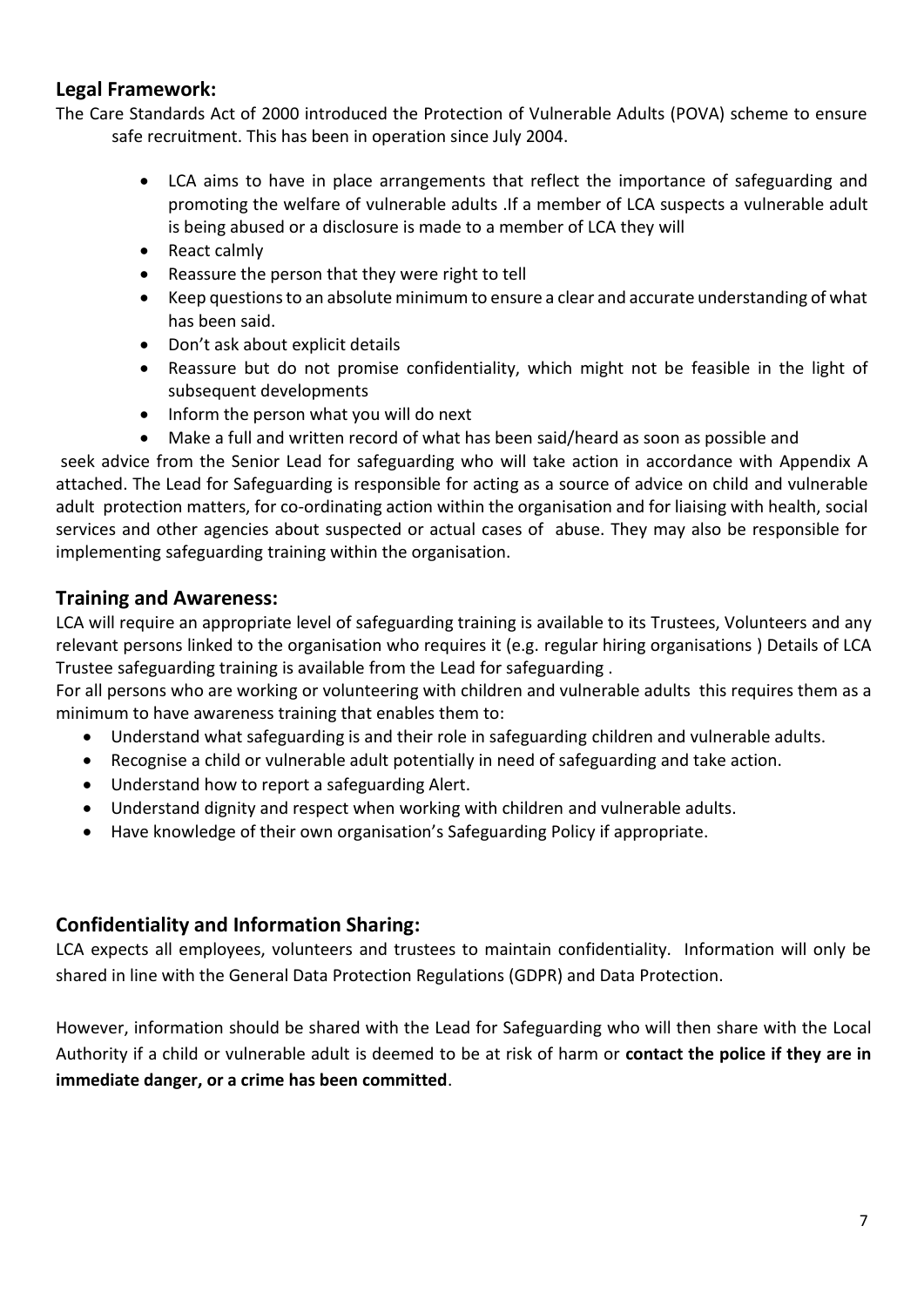## Legal Framework:

The Care Standards Act of 2000 introduced the Protection of Vulnerable Adults (POVA) scheme to ensure safe recruitment. This has been in operation since July 2004.

- LCA aims to have in place arrangements that reflect the importance of safeguarding and promoting the welfare of vulnerable adults .If a member of LCA suspects a vulnerable adult is being abused or a disclosure is made to a member of LCA they will
- React calmly
- Reassure the person that they were right to tell
- Keep questions to an absolute minimum to ensure a clear and accurate understanding of what has been said.
- Don't ask about explicit details
- Reassure but do not promise confidentiality, which might not be feasible in the light of subsequent developments
- Inform the person what you will do next
- Make a full and written record of what has been said/heard as soon as possible and

seek advice from the Senior Lead for safeguarding who will take action in accordance with Appendix A attached. The Lead for Safeguarding is responsible for acting as a source of advice on child and vulnerable adult protection matters, for co-ordinating action within the organisation and for liaising with health, social services and other agencies about suspected or actual cases of abuse. They may also be responsible for implementing safeguarding training within the organisation.

## Training and Awareness:

LCA will require an appropriate level of safeguarding training is available to its Trustees, Volunteers and any relevant persons linked to the organisation who requires it (e.g. regular hiring organisations ) Details of LCA Trustee safeguarding training is available from the Lead for safeguarding .

For all persons who are working or volunteering with children and vulnerable adults this requires them as a minimum to have awareness training that enables them to:

- Understand what safeguarding is and their role in safeguarding children and vulnerable adults.
- Recognise a child or vulnerable adult potentially in need of safeguarding and take action.
- Understand how to report a safeguarding Alert.
- Understand dignity and respect when working with children and vulnerable adults.
- Have knowledge of their own organisation's Safeguarding Policy if appropriate.

## Confidentiality and Information Sharing:

LCA expects all employees, volunteers and trustees to maintain confidentiality. Information will only be shared in line with the General Data Protection Regulations (GDPR) and Data Protection.

However, information should be shared with the Lead for Safeguarding who will then share with the Local Authority if a child or vulnerable adult is deemed to be at risk of harm or **contact the police if they are in immediate danger, or a crime has been committed**.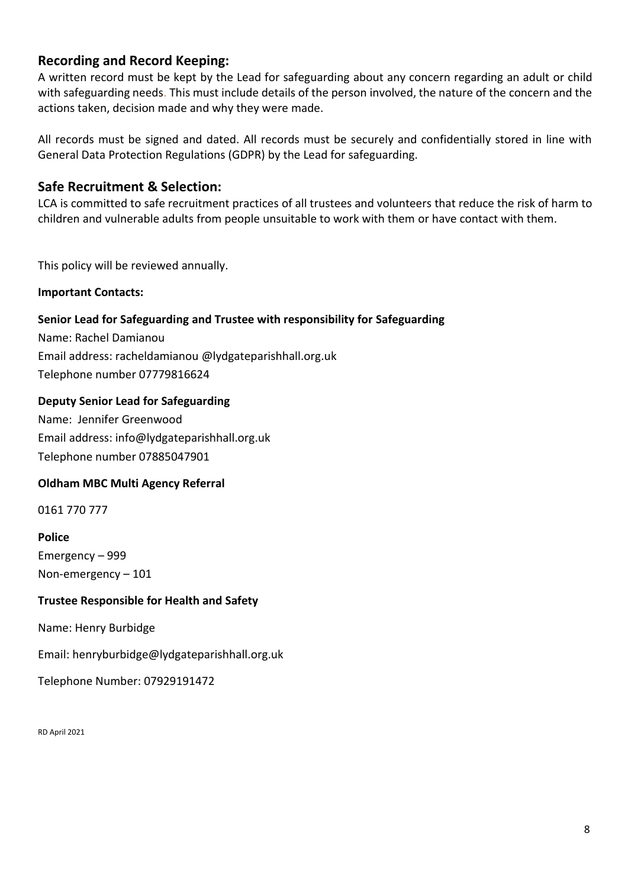## Recording and Record Keeping:

A written record must be kept by the Lead for safeguarding about any concern regarding an adult or child with safeguarding needs. This must include details of the person involved, the nature of the concern and the actions taken, decision made and why they were made.

All records must be signed and dated. All records must be securely and confidentially stored in line with General Data Protection Regulations (GDPR) by the Lead for safeguarding.

## Safe Recruitment & Selection:

LCA is committed to safe recruitment practices of all trustees and volunteers that reduce the risk of harm to children and vulnerable adults from people unsuitable to work with them or have contact with them.

This policy will be reviewed annually.

**Important Contacts:**

**Senior Lead for Safeguarding and Trustee with responsibility for Safeguarding**

Name: Rachel Damianou

Email address: racheldamianou @lydgateparishhall.org.uk

Telephone number 07779816624

**Deputy Senior Lead for Safeguarding**

Name: Jennifer Greenwood

Email address: info@lydgateparishhall.org.uk

Telephone number 07885047901

**Oldham MBC Multi Agency Referral**

0161 770 777

**Police**

Emergency – 999

Non-emergency – 101

**Trustee Responsible for Health and Safety**

Name: Henry Burbidge

Email: henryburbidge@lydgateparishhall.org.uk

Telephone Number: 07929191472

RD April 2021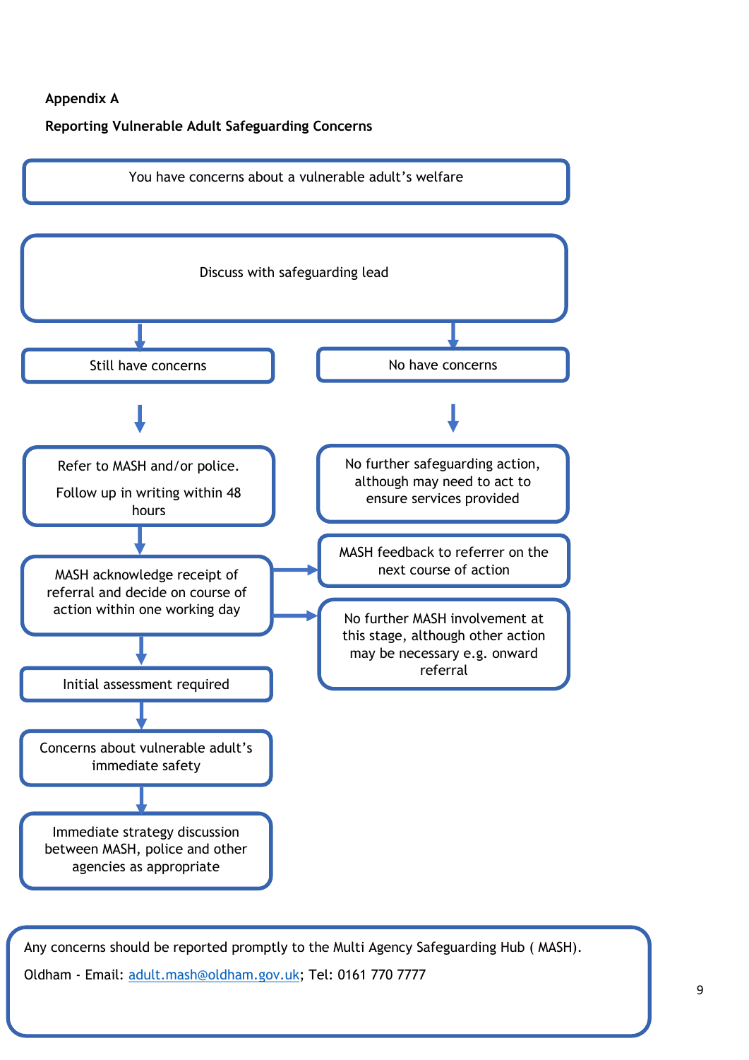**Appendix A**

**Reporting Vulnerable Adult Safeguarding Concerns**

You have concerns about a vulnerable adult's welfare

Discuss with safeguarding lead

Still have concerns

No have concerns

Refer to MASH and/or police.

Follow up in writing within 48 hours

No further safeguarding action, although may need to act to ensure services provided

MASH acknowledge receipt of referral and decide on course of action within one working day

MASH feedback to referrer on the next course of action

No further MASH involvement at this stage, although other action may be necessary e.g. onward referral

Initial assessment required

Concerns about vulnerable adult's immediate safety

Immediate strategy discussion between MASH, police and other agencies as appropriate

Any concerns should be reported promptly to the Multi Agency Safeguarding Hub ( MASH).

Oldham - Email: adult.mash@oldham.gov.uk; Tel: 0161 770 7777